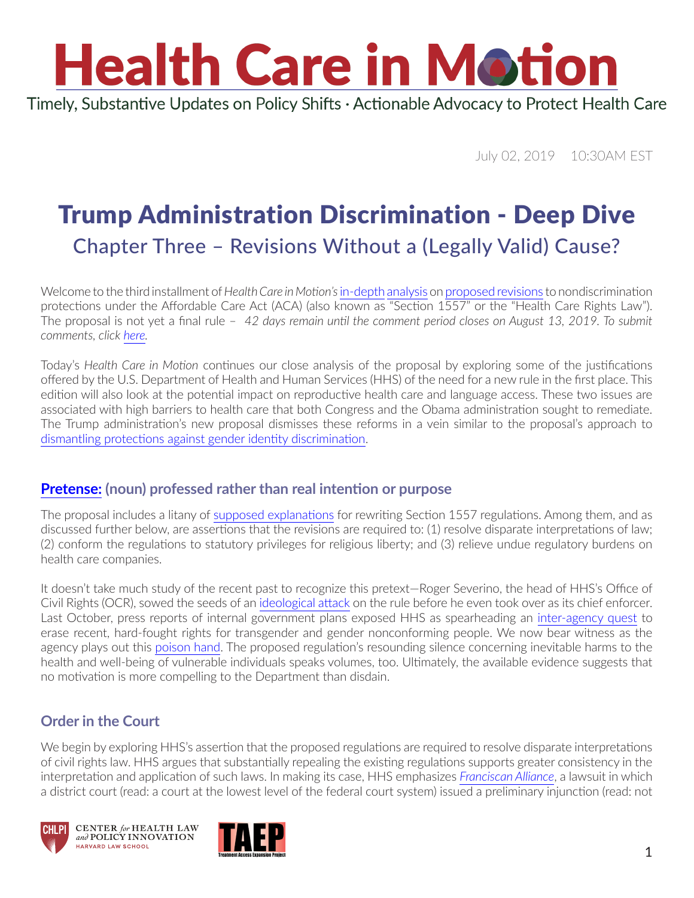# Health Care in Motion

Timely, Substantive Updates on Policy Shifts · Actionable Advocacy to Protect Health Care

July 02, 2019 10:30AM EST

# Trump Administration Discrimination - Deep Dive

## Chapter Three – Revisions Without a (Legally Valid) Cause?

Welcome to the third installment of *Health Care in Motion's* in-depth analysis on proposed revisions to nondiscrimination protections under the Affordable Care Act (ACA) (also known as "Section 1557" or the "Health Care Rights Law"). The proposal is not yet a final rule – *42 days remain until the comment period closes on August 13, 2019. To submit comments, click here.*

Today's *Health Care in Motion* continues our close analysis of the proposal by exploring some of the justifications offered by the U.S. Department of Health and Human Services (HHS) of the need for a new rule in the first place. This edition will also look at the potential impact on reproductive health care and language access. These two issues are associated with high barriers to health care that both Congress and the Obama administration sought to remediate. The Trump administration's new proposal dismisses these reforms in a vein similar to the proposal's approach to dismantling protections against gender identity discrimination.

### **Pretense:** (noun) professed rather than real intention or purpose

The proposal includes a litany of supposed explanations for rewriting Section 1557 regulations. Among them, and as discussed further below, are assertions that the revisions are required to: (1) resolve disparate interpretations of law; (2) conform the regulations to statutory privileges for religious liberty; and (3) relieve undue regulatory burdens on health care companies.

It doesn't take much study of the recent past to recognize this pretext—Roger Severino, the head of HHS's Office of Civil Rights (OCR), sowed the seeds of an ideological attack on the rule before he even took over as its chief enforcer. Last October, press reports of internal government plans exposed HHS as spearheading an inter-agency quest to erase recent, hard-fought rights for transgender and gender nonconforming people. We now bear witness as the agency plays out this poison hand. The proposed regulation's resounding silence concerning inevitable harms to the health and well-being of vulnerable individuals speaks volumes, too. Ultimately, the available evidence suggests that no motivation is more compelling to the Department than disdain.

### Order in the Court

We begin by exploring HHS's assertion that the proposed regulations are required to resolve disparate interpretations of civil rights law. HHS argues that substantially repealing the existing regulations supports greater consistency in the interpretation and application of such laws. In making its case, HHS emphasizes *Franciscan Alliance*, a lawsuit in which a district court (read: a court at the lowest level of the federal court system) issued a preliminary injunction (read: not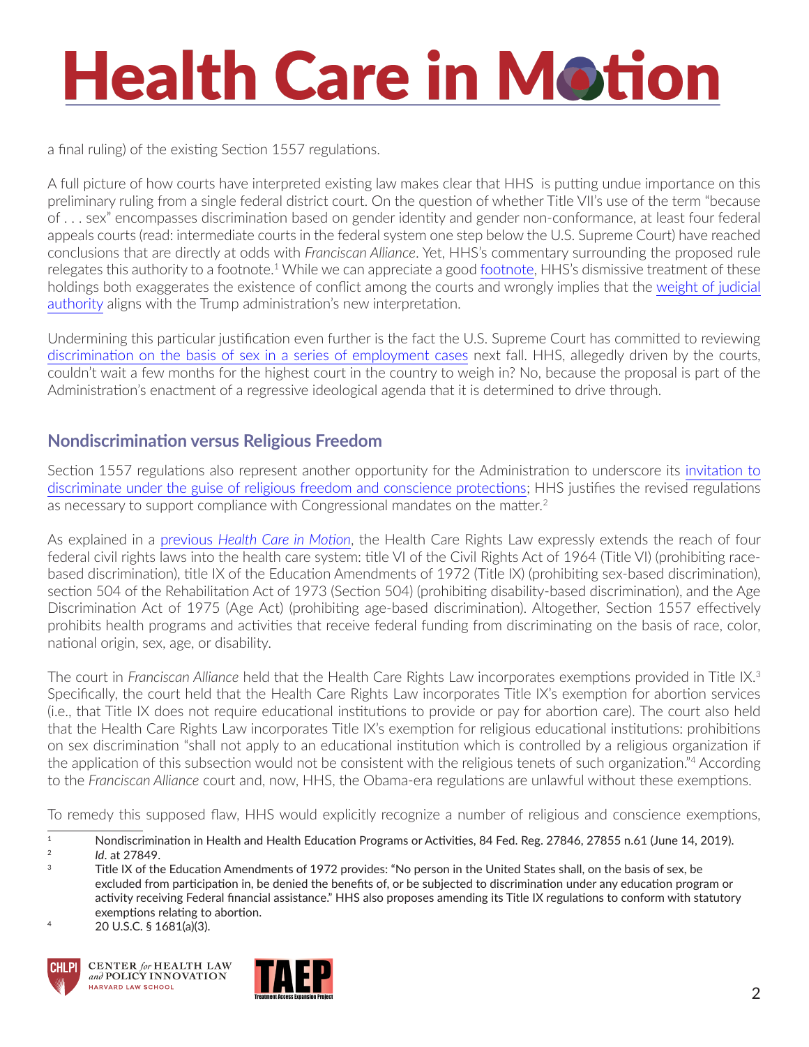a final ruling) of the existing Section 1557 regulations.

A full picture of how courts have interpreted existing law makes clear that HHS is putting undue importance on this preliminary ruling from a single federal district court. On the question of whether Title VII's use of the term "because of . . . sex" encompasses discrimination based on gender identity and gender non-conformance, at least four federal appeals courts (read: intermediate courts in the federal system one step below the U.S. Supreme Court) have reached conclusions that are directly at odds with *Franciscan Alliance*. Yet, HHS's commentary surrounding the proposed rule relegates this authority to a footnote.[1] While we can appreciate a good footnote, HHS's dismissive treatment of these holdings both exaggerates the existence of conflict among the courts and wrongly implies that the weight of judicial authority aligns with the Trump administration's new interpretation.

Undermining this particular justification even further is the fact the U.S. Supreme Court has committed to reviewing discrimination on the basis of sex in a series of employment cases next fall. HHS, allegedly driven by the courts, couldn't wait a few months for the highest court in the country to weigh in? No, because the proposal is part of the Administration's enactment of a regressive ideological agenda that it is determined to drive through.

## Nondiscrimination versus Religious Freedom

Section 1557 regulations also represent another opportunity for the Administration to underscore its invitation to discriminate under the guise of religious freedom and conscience protections; HHS justifies the revised regulations as necessary to support compliance with Congressional mandates on the matter.[2]

As explained in a previous *Health Care in Motion*, the Health Care Rights Law expressly extends the reach of four federal civil rights laws into the health care system: title VI of the Civil Rights Act of 1964 (Title VI) (prohibiting race-based discrimination), title IX of the Education Amendments of 1972 (Title IX) (prohibiting sex-based discrimination), section 504 of the Rehabilitation Act of 1973 (Section 504) (prohibiting disability-based discrimination), and the Age Discrimination Act of 1975 (Age Act) (prohibiting age-based discrimination). Altogether, Section 1557 effectively prohibits health programs and activities that receive federal funding from discriminating on the basis of race, color, national origin, sex, age, or disability.

The court in *Franciscan Alliance* held that the Health Care Rights Law incorporates exemptions provided in Title IX.[3] Specifically, the court held that the Health Care Rights Law incorporates Title IX's exemption for abortion services (i.e., that Title IX does not require educational institutions to provide or pay for abortion care). The court also held that the Health Care Rights Law incorporates Title IX's exemption for religious educational institutions: prohibitions on sex discrimination "shall not apply to an educational institution which is controlled by a religious organization if the application of this subsection would not be consistent with the religious tenets of such organization."[4] According to the *Franciscan Alliance* court and, now, HHS, the Obama-era regulations are unlawful without these exemptions.

To remedy this supposed flaw, HHS would explicitly recognize a number of religious and conscience exemptions,

---

[1] Nondiscrimination in Health and Health Education Programs or Activities, 84 Fed. Reg. 27846, 27855 n.61 (June 14, 2019).

[2] *Id.* at 27849.

[3] Title IX of the Education Amendments of 1972 provides: "No person in the United States shall, on the basis of sex, be excluded from participation in, be denied the benefits of, or be subjected to discrimination under any education program or activity receiving Federal financial assistance." HHS also proposes amending its Title IX regulations to conform with statutory exemptions relating to abortion.

[4] 20 U.S.C. § 1681(a)(3).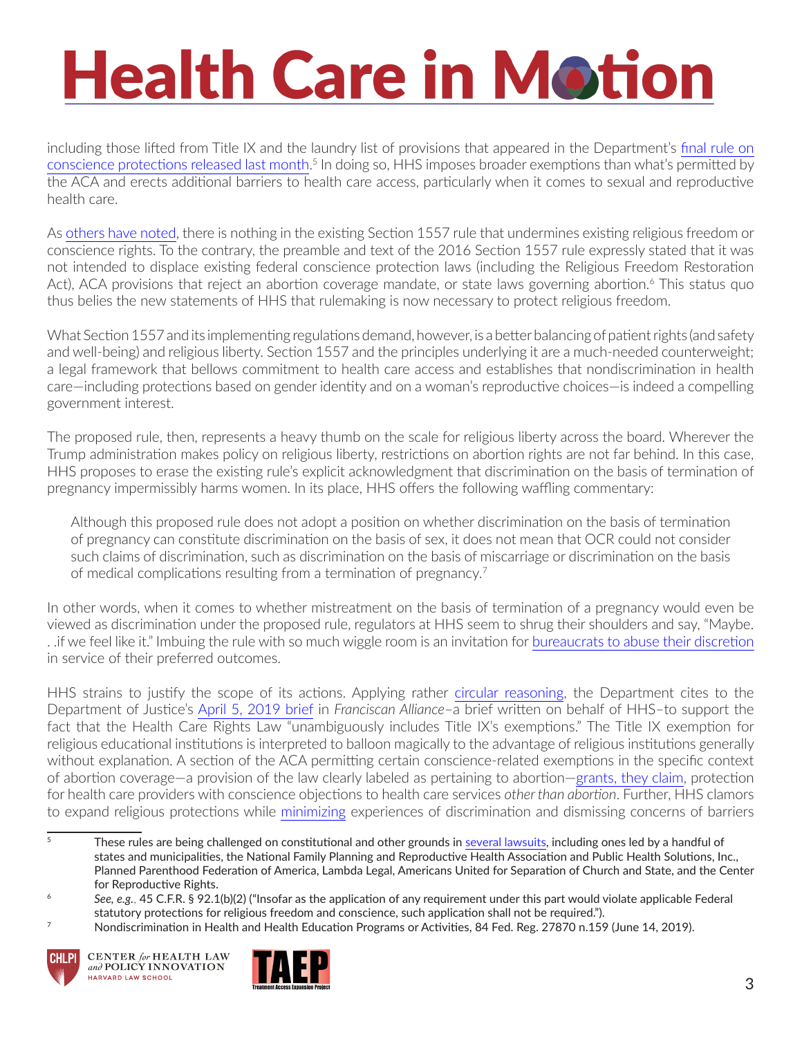including those lifted from Title IX and the laundry list of provisions that appeared in the Department's final rule on conscience protections released last month.[5] In doing so, HHS imposes broader exemptions than what's permitted by the ACA and erects additional barriers to health care access, particularly when it comes to sexual and reproductive health care.

As others have noted, there is nothing in the existing Section 1557 rule that undermines existing religious freedom or conscience rights. To the contrary, the preamble and text of the 2016 Section 1557 rule expressly stated that it was not intended to displace existing federal conscience protection laws (including the Religious Freedom Restoration Act), ACA provisions that reject an abortion coverage mandate, or state laws governing abortion.[6] This status quo thus belies the new statements of HHS that rulemaking is now necessary to protect religious freedom.

What Section 1557 and its implementing regulations demand, however, is a better balancing of patient rights (and safety and well-being) and religious liberty. Section 1557 and the principles underlying it are a much-needed counterweight; a legal framework that bellows commitment to health care access and establishes that nondiscrimination in health care—including protections based on gender identity and on a woman's reproductive choices—is indeed a compelling government interest.

The proposed rule, then, represents a heavy thumb on the scale for religious liberty across the board. Wherever the Trump administration makes policy on religious liberty, restrictions on abortion rights are not far behind. In this case, HHS proposes to erase the existing rule's explicit acknowledgment that discrimination on the basis of termination of pregnancy impermissibly harms women. In its place, HHS offers the following waffling commentary:

> Although this proposed rule does not adopt a position on whether discrimination on the basis of termination of pregnancy can constitute discrimination on the basis of sex, it does not mean that OCR could not consider such claims of discrimination, such as discrimination on the basis of miscarriage or discrimination on the basis of medical complications resulting from a termination of pregnancy.[7]

In other words, when it comes to whether mistreatment on the basis of termination of a pregnancy would even be viewed as discrimination under the proposed rule, regulators at HHS seem to shrug their shoulders and say, "Maybe. . .if we feel like it." Imbuing the rule with so much wiggle room is an invitation for bureaucrats to abuse their discretion in service of their preferred outcomes.

HHS strains to justify the scope of its actions. Applying rather circular reasoning, the Department cites to the Department of Justice's April 5, 2019 brief in *Franciscan Alliance*–a brief written on behalf of HHS–to support the fact that the Health Care Rights Law "unambiguously includes Title IX's exemptions." The Title IX exemption for religious educational institutions is interpreted to balloon magically to the advantage of religious institutions generally without explanation. A section of the ACA permitting certain conscience-related exemptions in the specific context of abortion coverage—a provision of the law clearly labeled as pertaining to abortion—grants, they claim, protection for health care providers with conscience objections to health care services *other than abortion*. Further, HHS clamors to expand religious protections while minimizing experiences of discrimination and dismissing concerns of barriers

---

[5] These rules are being challenged on constitutional and other grounds in several lawsuits, including ones led by a handful of states and municipalities, the National Family Planning and Reproductive Health Association and Public Health Solutions, Inc., Planned Parenthood Federation of America, Lambda Legal, Americans United for Separation of Church and State, and the Center for Reproductive Rights.

[6] *See, e.g.*, 45 C.F.R. § 92.1(b)(2) ("Insofar as the application of any requirement under this part would violate applicable Federal statutory protections for religious freedom and conscience, such application shall not be required.").

[7] Nondiscrimination in Health and Health Education Programs or Activities, 84 Fed. Reg. 27870 n.159 (June 14, 2019).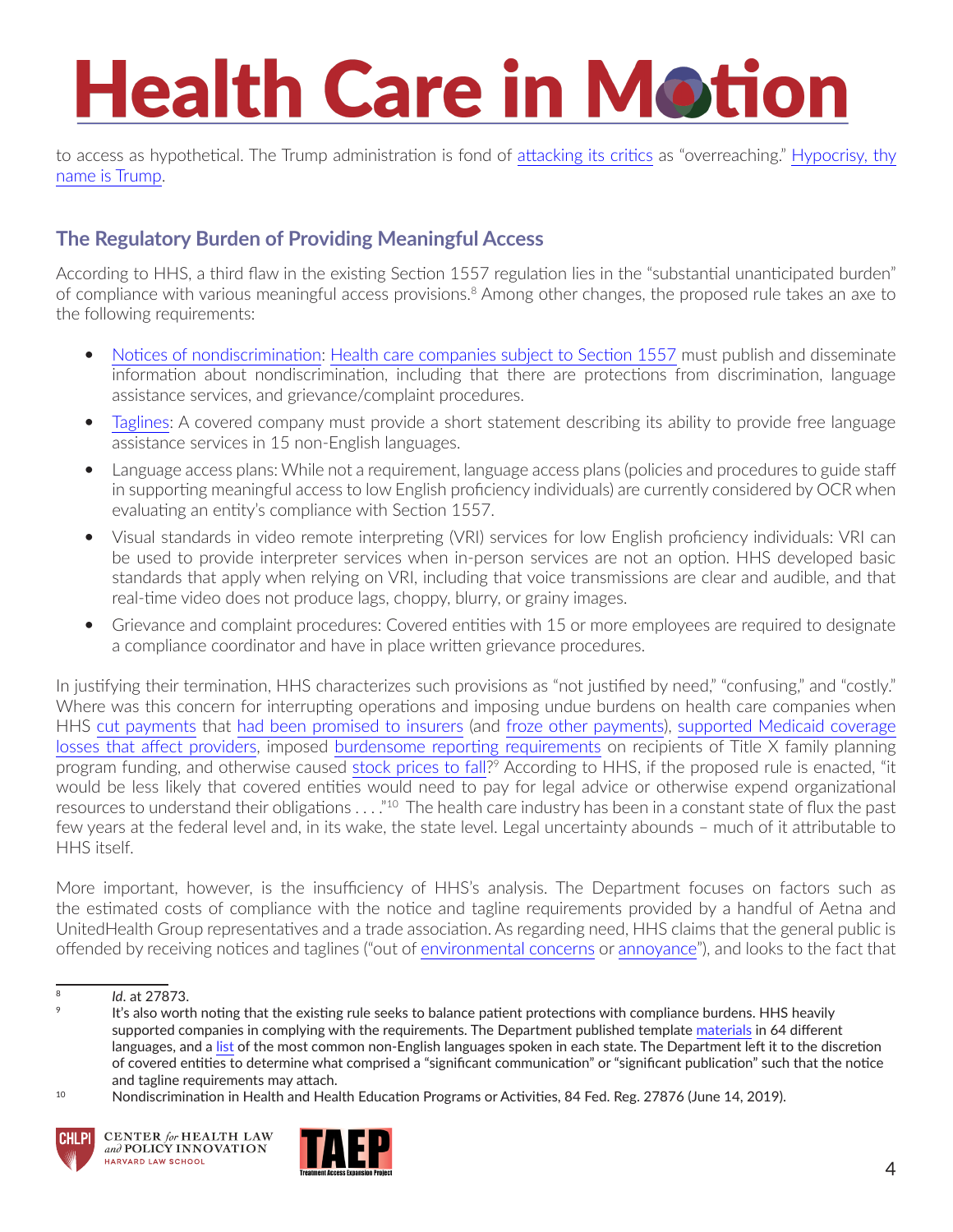to access as hypothetical. The Trump administration is fond of attacking its critics as "overreaching." Hypocrisy, thy name is Trump.

## The Regulatory Burden of Providing Meaningful Access

According to HHS, a third flaw in the existing Section 1557 regulation lies in the "substantial unanticipated burden" of compliance with various meaningful access provisions.[8] Among other changes, the proposed rule takes an axe to the following requirements:

- Notices of nondiscrimination: Health care companies subject to Section 1557 must publish and disseminate information about nondiscrimination, including that there are protections from discrimination, language assistance services, and grievance/complaint procedures.
- Taglines: A covered company must provide a short statement describing its ability to provide free language assistance services in 15 non-English languages.
- Language access plans: While not a requirement, language access plans (policies and procedures to guide staff in supporting meaningful access to low English proficiency individuals) are currently considered by OCR when evaluating an entity's compliance with Section 1557.
- Visual standards in video remote interpreting (VRI) services for low English proficiency individuals: VRI can be used to provide interpreter services when in-person services are not an option. HHS developed basic standards that apply when relying on VRI, including that voice transmissions are clear and audible, and that real-time video does not produce lags, choppy, blurry, or grainy images.
- Grievance and complaint procedures: Covered entities with 15 or more employees are required to designate a compliance coordinator and have in place written grievance procedures.

In justifying their termination, HHS characterizes such provisions as "not justified by need," "confusing," and "costly." Where was this concern for interrupting operations and imposing undue burdens on health care companies when HHS cut payments that had been promised to insurers (and froze other payments), supported Medicaid coverage losses that affect providers, imposed burdensome reporting requirements on recipients of Title X family planning program funding, and otherwise caused stock prices to fall?[9] According to HHS, if the proposed rule is enacted, "it would be less likely that covered entities would need to pay for legal advice or otherwise expend organizational resources to understand their obligations . . . ."[10] The health care industry has been in a constant state of flux the past few years at the federal level and, in its wake, the state level. Legal uncertainty abounds – much of it attributable to HHS itself.

More important, however, is the insufficiency of HHS's analysis. The Department focuses on factors such as the estimated costs of compliance with the notice and tagline requirements provided by a handful of Aetna and UnitedHealth Group representatives and a trade association. As regarding need, HHS claims that the general public is offended by receiving notices and taglines ("out of environmental concerns or annoyance"), and looks to the fact that

---

[8] *Id.* at 27873.

[9] It's also worth noting that the existing rule seeks to balance patient protections with compliance burdens. HHS heavily supported companies in complying with the requirements. The Department published template materials in 64 different languages, and a list of the most common non-English languages spoken in each state. The Department left it to the discretion of covered entities to determine what comprised a "significant communication" or "significant publication" such that the notice and tagline requirements may attach.

[10] Nondiscrimination in Health and Health Education Programs or Activities, 84 Fed. Reg. 27876 (June 14, 2019).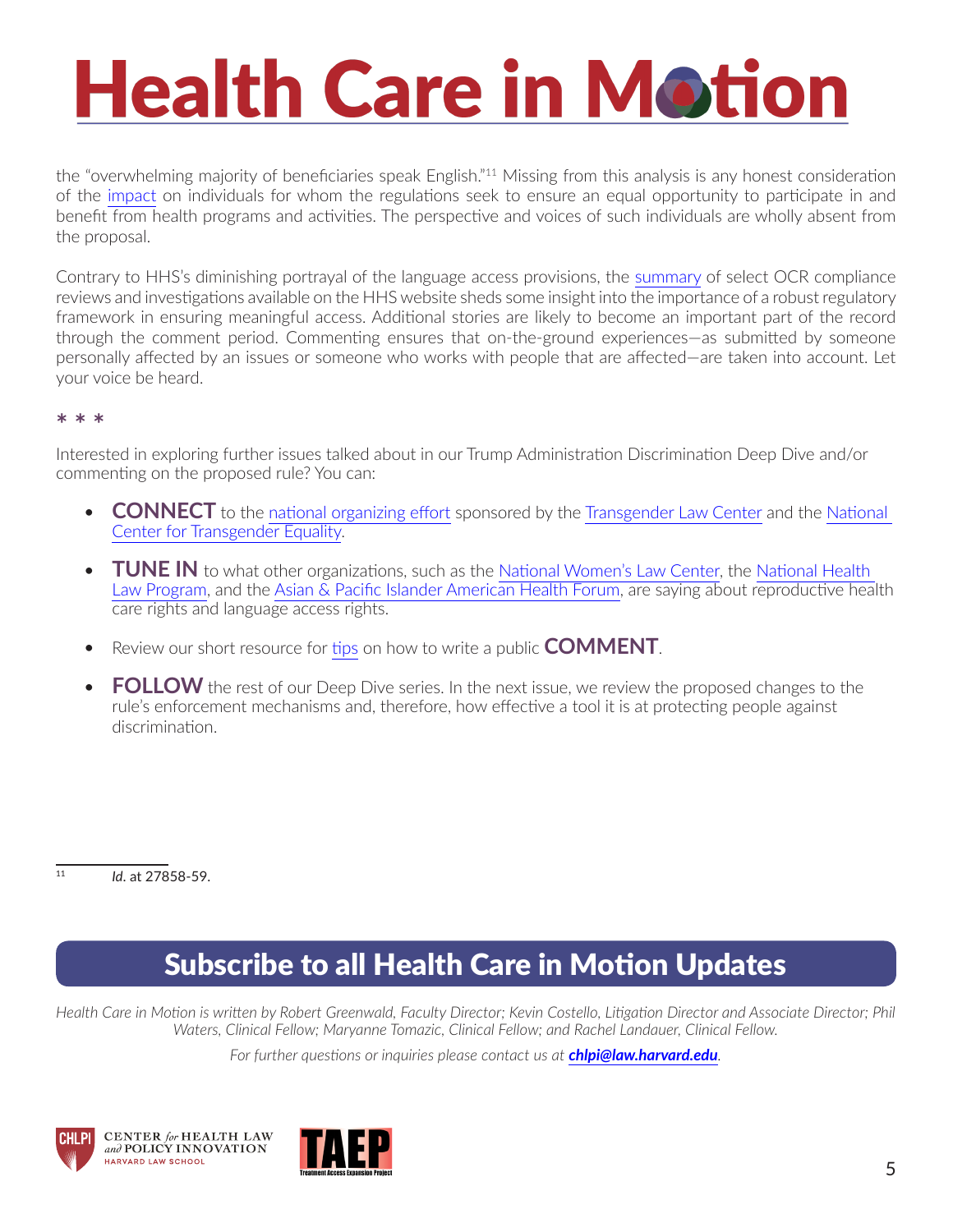the "overwhelming majority of beneficiaries speak English."[11] Missing from this analysis is any honest consideration of the impact on individuals for whom the regulations seek to ensure an equal opportunity to participate in and benefit from health programs and activities. The perspective and voices of such individuals are wholly absent from the proposal.

Contrary to HHS's diminishing portrayal of the language access provisions, the summary of select OCR compliance reviews and investigations available on the HHS website sheds some insight into the importance of a robust regulatory framework in ensuring meaningful access. Additional stories are likely to become an important part of the record through the comment period. Commenting ensures that on-the-ground experiences—as submitted by someone personally affected by an issues or someone who works with people that are affected—are taken into account. Let your voice be heard.

* * *

Interested in exploring further issues talked about in our Trump Administration Discrimination Deep Dive and/or commenting on the proposed rule? You can:

- **CONNECT** to the national organizing effort sponsored by the Transgender Law Center and the National Center for Transgender Equality.
- **TUNE IN** to what other organizations, such as the National Women's Law Center, the National Health Law Program, and the Asian & Pacific Islander American Health Forum, are saying about reproductive health care rights and language access rights.
- Review our short resource for tips on how to write a public **COMMENT**.
- **FOLLOW** the rest of our Deep Dive series. In the next issue, we review the proposed changes to the rule's enforcement mechanisms and, therefore, how effective a tool it is at protecting people against discrimination.

[11] *Id*. at 27858-59.

## Subscribe to all Health Care in Motion Updates

*Health Care in Motion is written by Robert Greenwald, Faculty Director; Kevin Costello, Litigation Director and Associate Director; Phil Waters, Clinical Fellow; Maryanne Tomazic, Clinical Fellow; and Rachel Landauer, Clinical Fellow.*

*For further questions or inquiries please contact us at* ***chlpi@law.harvard.edu****.*

CENTER *for* HEALTH LAW *and* POLICY INNOVATION
HARVARD LAW SCHOOL

TAEP
Treatment Access Expansion Project